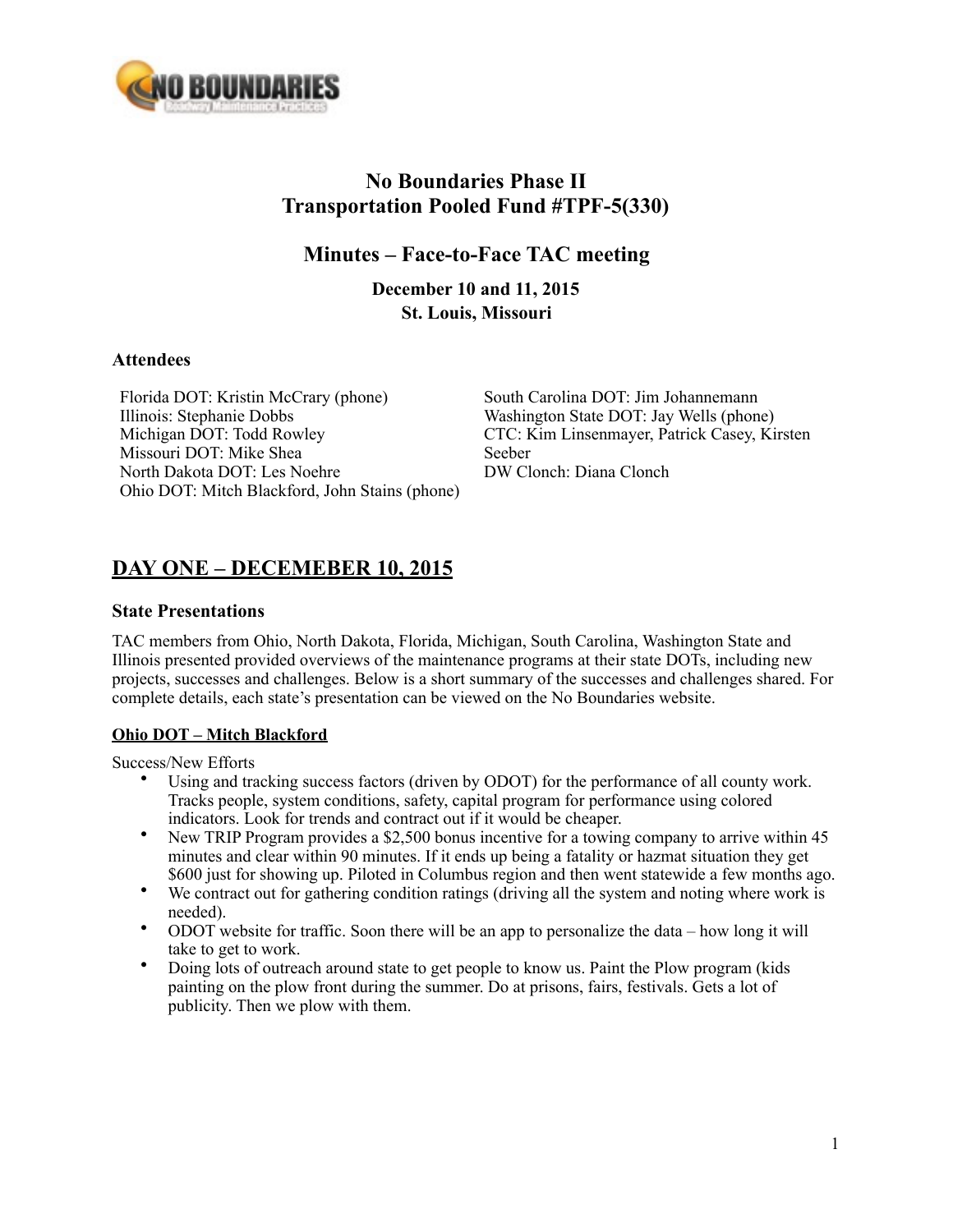# No Boundaries Phase II
# Transportation Pooled Fund #TPF-5(330)

## Minutes – Face-to-Face TAC meeting

**December 10 and 11, 2015**
**St. Louis, Missouri**

### Attendees

Florida DOT: Kristin McCrary (phone)
Illinois: Stephanie Dobbs
Michigan DOT: Todd Rowley
Missouri DOT: Mike Shea
North Dakota DOT: Les Noehre
Ohio DOT: Mitch Blackford, John Stains (phone)
South Carolina DOT: Jim Johannemann
Washington State DOT: Jay Wells (phone)
CTC: Kim Linsenmayer, Patrick Casey, Kirsten Seeber
DW Clonch: Diana Clonch

## DAY ONE – DECEMEBER 10, 2015

### State Presentations

TAC members from Ohio, North Dakota, Florida, Michigan, South Carolina, Washington State and Illinois presented provided overviews of the maintenance programs at their state DOTs, including new projects, successes and challenges. Below is a short summary of the successes and challenges shared. For complete details, each state's presentation can be viewed on the No Boundaries website.

#### Ohio DOT – Mitch Blackford

Success/New Efforts

- Using and tracking success factors (driven by ODOT) for the performance of all county work. Tracks people, system conditions, safety, capital program for performance using colored indicators. Look for trends and contract out if it would be cheaper.
- New TRIP Program provides a $2,500 bonus incentive for a towing company to arrive within 45 minutes and clear within 90 minutes. If it ends up being a fatality or hazmat situation they get $600 just for showing up. Piloted in Columbus region and then went statewide a few months ago.
- We contract out for gathering condition ratings (driving all the system and noting where work is needed).
- ODOT website for traffic. Soon there will be an app to personalize the data – how long it will take to get to work.
- Doing lots of outreach around state to get people to know us. Paint the Plow program (kids painting on the plow front during the summer. Do at prisons, fairs, festivals. Gets a lot of publicity. Then we plow with them.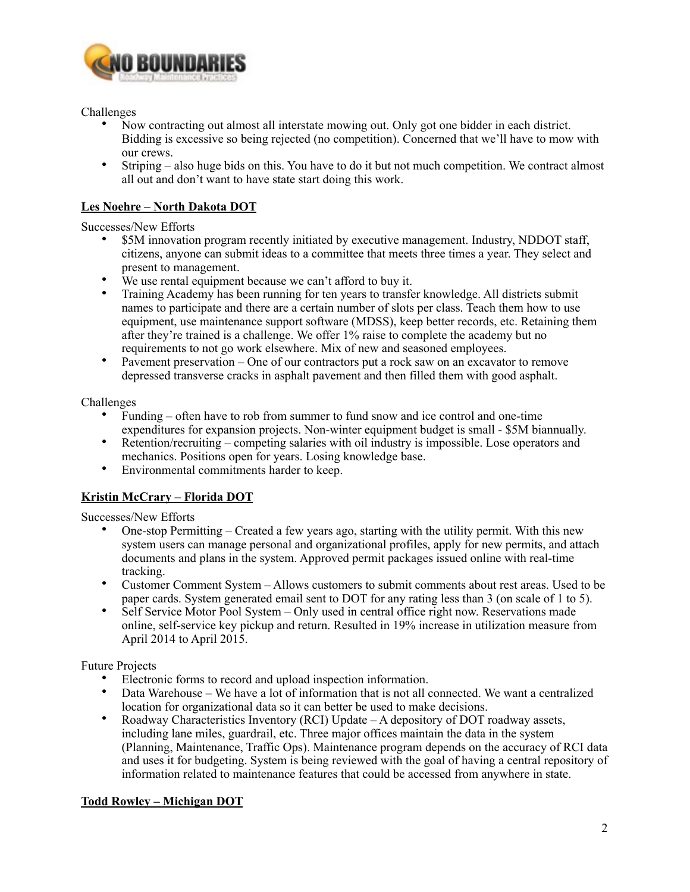Challenges

- Now contracting out almost all interstate mowing out. Only got one bidder in each district. Bidding is excessive so being rejected (no competition). Concerned that we'll have to mow with our crews.
- Striping – also huge bids on this. You have to do it but not much competition. We contract almost all out and don't want to have state start doing this work.

**Les Noehre – North Dakota DOT**

Successes/New Efforts

- $5M innovation program recently initiated by executive management. Industry, NDDOT staff, citizens, anyone can submit ideas to a committee that meets three times a year. They select and present to management.
- We use rental equipment because we can't afford to buy it.
- Training Academy has been running for ten years to transfer knowledge. All districts submit names to participate and there are a certain number of slots per class. Teach them how to use equipment, use maintenance support software (MDSS), keep better records, etc. Retaining them after they're trained is a challenge. We offer 1% raise to complete the academy but no requirements to not go work elsewhere. Mix of new and seasoned employees.
- Pavement preservation – One of our contractors put a rock saw on an excavator to remove depressed transverse cracks in asphalt pavement and then filled them with good asphalt.

Challenges

- Funding – often have to rob from summer to fund snow and ice control and one-time expenditures for expansion projects. Non-winter equipment budget is small - $5M biannually.
- Retention/recruiting – competing salaries with oil industry is impossible. Lose operators and mechanics. Positions open for years. Losing knowledge base.
- Environmental commitments harder to keep.

**Kristin McCrary – Florida DOT**

Successes/New Efforts

- One-stop Permitting – Created a few years ago, starting with the utility permit. With this new system users can manage personal and organizational profiles, apply for new permits, and attach documents and plans in the system. Approved permit packages issued online with real-time tracking.
- Customer Comment System – Allows customers to submit comments about rest areas. Used to be paper cards. System generated email sent to DOT for any rating less than 3 (on scale of 1 to 5).
- Self Service Motor Pool System – Only used in central office right now. Reservations made online, self-service key pickup and return. Resulted in 19% increase in utilization measure from April 2014 to April 2015.

Future Projects

- Electronic forms to record and upload inspection information.
- Data Warehouse – We have a lot of information that is not all connected. We want a centralized location for organizational data so it can better be used to make decisions.
- Roadway Characteristics Inventory (RCI) Update – A depository of DOT roadway assets, including lane miles, guardrail, etc. Three major offices maintain the data in the system (Planning, Maintenance, Traffic Ops). Maintenance program depends on the accuracy of RCI data and uses it for budgeting. System is being reviewed with the goal of having a central repository of information related to maintenance features that could be accessed from anywhere in state.

**Todd Rowley – Michigan DOT**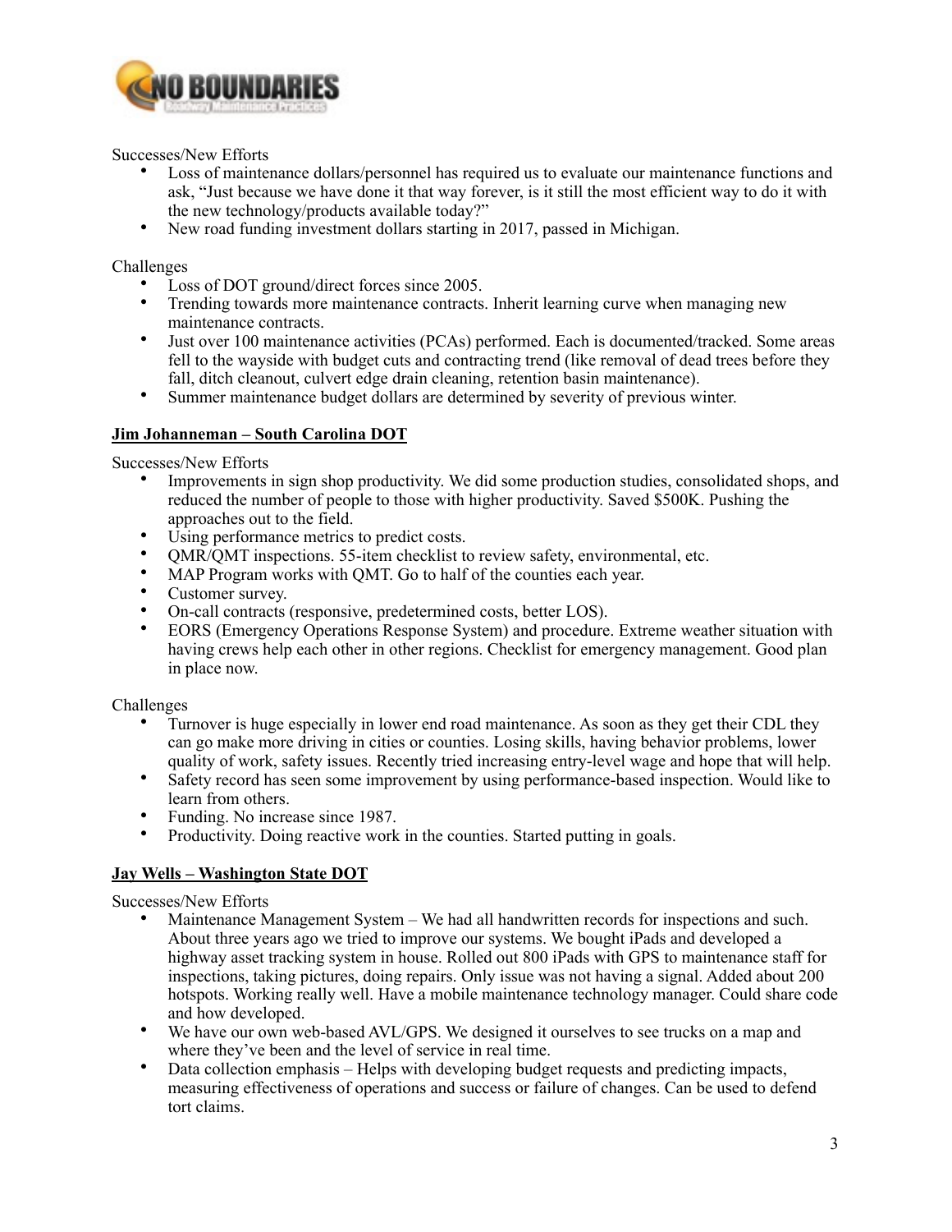Successes/New Efforts

- Loss of maintenance dollars/personnel has required us to evaluate our maintenance functions and ask, "Just because we have done it that way forever, is it still the most efficient way to do it with the new technology/products available today?"
- New road funding investment dollars starting in 2017, passed in Michigan.

Challenges

- Loss of DOT ground/direct forces since 2005.
- Trending towards more maintenance contracts. Inherit learning curve when managing new maintenance contracts.
- Just over 100 maintenance activities (PCAs) performed. Each is documented/tracked. Some areas fell to the wayside with budget cuts and contracting trend (like removal of dead trees before they fall, ditch cleanout, culvert edge drain cleaning, retention basin maintenance).
- Summer maintenance budget dollars are determined by severity of previous winter.

**Jim Johanneman – South Carolina DOT**

Successes/New Efforts

- Improvements in sign shop productivity. We did some production studies, consolidated shops, and reduced the number of people to those with higher productivity. Saved $500K. Pushing the approaches out to the field.
- Using performance metrics to predict costs.
- QMR/QMT inspections. 55-item checklist to review safety, environmental, etc.
- MAP Program works with QMT. Go to half of the counties each year.
- Customer survey.
- On-call contracts (responsive, predetermined costs, better LOS).
- EORS (Emergency Operations Response System) and procedure. Extreme weather situation with having crews help each other in other regions. Checklist for emergency management. Good plan in place now.

Challenges

- Turnover is huge especially in lower end road maintenance. As soon as they get their CDL they can go make more driving in cities or counties. Losing skills, having behavior problems, lower quality of work, safety issues. Recently tried increasing entry-level wage and hope that will help.
- Safety record has seen some improvement by using performance-based inspection. Would like to learn from others.
- Funding. No increase since 1987.
- Productivity. Doing reactive work in the counties. Started putting in goals.

**Jay Wells – Washington State DOT**

Successes/New Efforts

- Maintenance Management System – We had all handwritten records for inspections and such. About three years ago we tried to improve our systems. We bought iPads and developed a highway asset tracking system in house. Rolled out 800 iPads with GPS to maintenance staff for inspections, taking pictures, doing repairs. Only issue was not having a signal. Added about 200 hotspots. Working really well. Have a mobile maintenance technology manager. Could share code and how developed.
- We have our own web-based AVL/GPS. We designed it ourselves to see trucks on a map and where they've been and the level of service in real time.
- Data collection emphasis – Helps with developing budget requests and predicting impacts, measuring effectiveness of operations and success or failure of changes. Can be used to defend tort claims.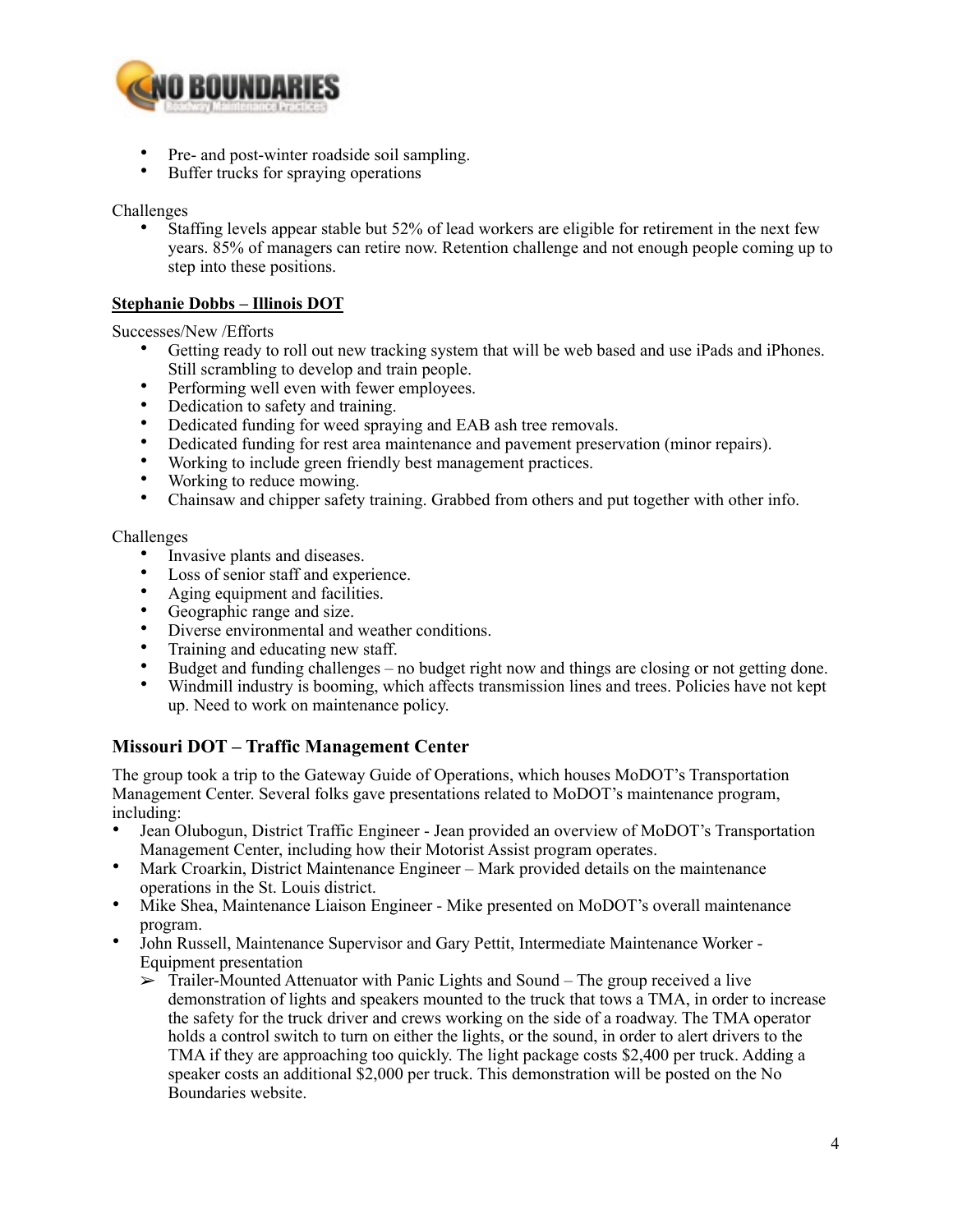- Pre- and post-winter roadside soil sampling.
- Buffer trucks for spraying operations

Challenges

- Staffing levels appear stable but 52% of lead workers are eligible for retirement in the next few years. 85% of managers can retire now. Retention challenge and not enough people coming up to step into these positions.

**Stephanie Dobbs – Illinois DOT**

Successes/New /Efforts

- Getting ready to roll out new tracking system that will be web based and use iPads and iPhones. Still scrambling to develop and train people.
- Performing well even with fewer employees.
- Dedication to safety and training.
- Dedicated funding for weed spraying and EAB ash tree removals.
- Dedicated funding for rest area maintenance and pavement preservation (minor repairs).
- Working to include green friendly best management practices.
- Working to reduce mowing.
- Chainsaw and chipper safety training. Grabbed from others and put together with other info.

Challenges

- Invasive plants and diseases.
- Loss of senior staff and experience.
- Aging equipment and facilities.
- Geographic range and size.
- Diverse environmental and weather conditions.
- Training and educating new staff.
- Budget and funding challenges – no budget right now and things are closing or not getting done.
- Windmill industry is booming, which affects transmission lines and trees. Policies have not kept up. Need to work on maintenance policy.

## Missouri DOT – Traffic Management Center

The group took a trip to the Gateway Guide of Operations, which houses MoDOT's Transportation Management Center. Several folks gave presentations related to MoDOT's maintenance program, including:

- Jean Olubogun, District Traffic Engineer - Jean provided an overview of MoDOT's Transportation Management Center, including how their Motorist Assist program operates.
- Mark Croarkin, District Maintenance Engineer – Mark provided details on the maintenance operations in the St. Louis district.
- Mike Shea, Maintenance Liaison Engineer - Mike presented on MoDOT's overall maintenance program.
- John Russell, Maintenance Supervisor and Gary Pettit, Intermediate Maintenance Worker - Equipment presentation
  - Trailer-Mounted Attenuator with Panic Lights and Sound – The group received a live demonstration of lights and speakers mounted to the truck that tows a TMA, in order to increase the safety for the truck driver and crews working on the side of a roadway. The TMA operator holds a control switch to turn on either the lights, or the sound, in order to alert drivers to the TMA if they are approaching too quickly. The light package costs $2,400 per truck. Adding a speaker costs an additional $2,000 per truck. This demonstration will be posted on the No Boundaries website.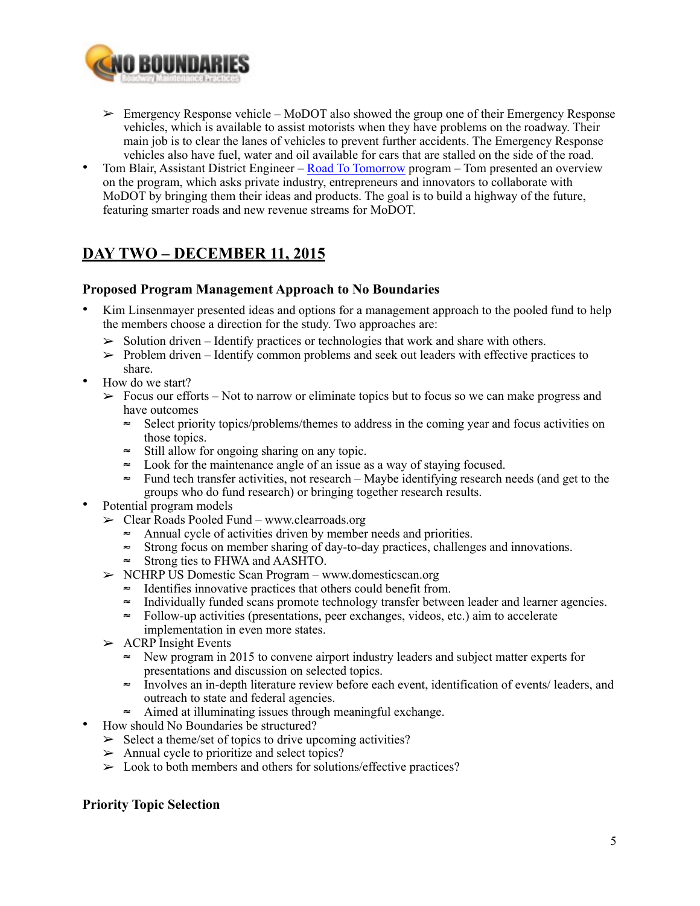- Emergency Response vehicle – MoDOT also showed the group one of their Emergency Response vehicles, which is available to assist motorists when they have problems on the roadway. Their main job is to clear the lanes of vehicles to prevent further accidents. The Emergency Response vehicles also have fuel, water and oil available for cars that are stalled on the side of the road.

- Tom Blair, Assistant District Engineer – Road To Tomorrow program – Tom presented an overview on the program, which asks private industry, entrepreneurs and innovators to collaborate with MoDOT by bringing them their ideas and products. The goal is to build a highway of the future, featuring smarter roads and new revenue streams for MoDOT.

## DAY TWO – DECEMBER 11, 2015

### Proposed Program Management Approach to No Boundaries

- Kim Linsenmayer presented ideas and options for a management approach to the pooled fund to help the members choose a direction for the study. Two approaches are:
  - Solution driven – Identify practices or technologies that work and share with others.
  - Problem driven – Identify common problems and seek out leaders with effective practices to share.
- How do we start?
  - Focus our efforts – Not to narrow or eliminate topics but to focus so we can make progress and have outcomes
    - Select priority topics/problems/themes to address in the coming year and focus activities on those topics.
    - Still allow for ongoing sharing on any topic.
    - Look for the maintenance angle of an issue as a way of staying focused.
    - Fund tech transfer activities, not research – Maybe identifying research needs (and get to the groups who do fund research) or bringing together research results.
- Potential program models
  - Clear Roads Pooled Fund – www.clearroads.org
    - Annual cycle of activities driven by member needs and priorities.
    - Strong focus on member sharing of day-to-day practices, challenges and innovations.
    - Strong ties to FHWA and AASHTO.
  - NCHRP US Domestic Scan Program – www.domesticscan.org
    - Identifies innovative practices that others could benefit from.
    - Individually funded scans promote technology transfer between leader and learner agencies.
    - Follow-up activities (presentations, peer exchanges, videos, etc.) aim to accelerate implementation in even more states.
  - ACRP Insight Events
    - New program in 2015 to convene airport industry leaders and subject matter experts for presentations and discussion on selected topics.
    - Involves an in-depth literature review before each event, identification of events/ leaders, and outreach to state and federal agencies.
    - Aimed at illuminating issues through meaningful exchange.
- How should No Boundaries be structured?
  - Select a theme/set of topics to drive upcoming activities?
  - Annual cycle to prioritize and select topics?
  - Look to both members and others for solutions/effective practices?

### Priority Topic Selection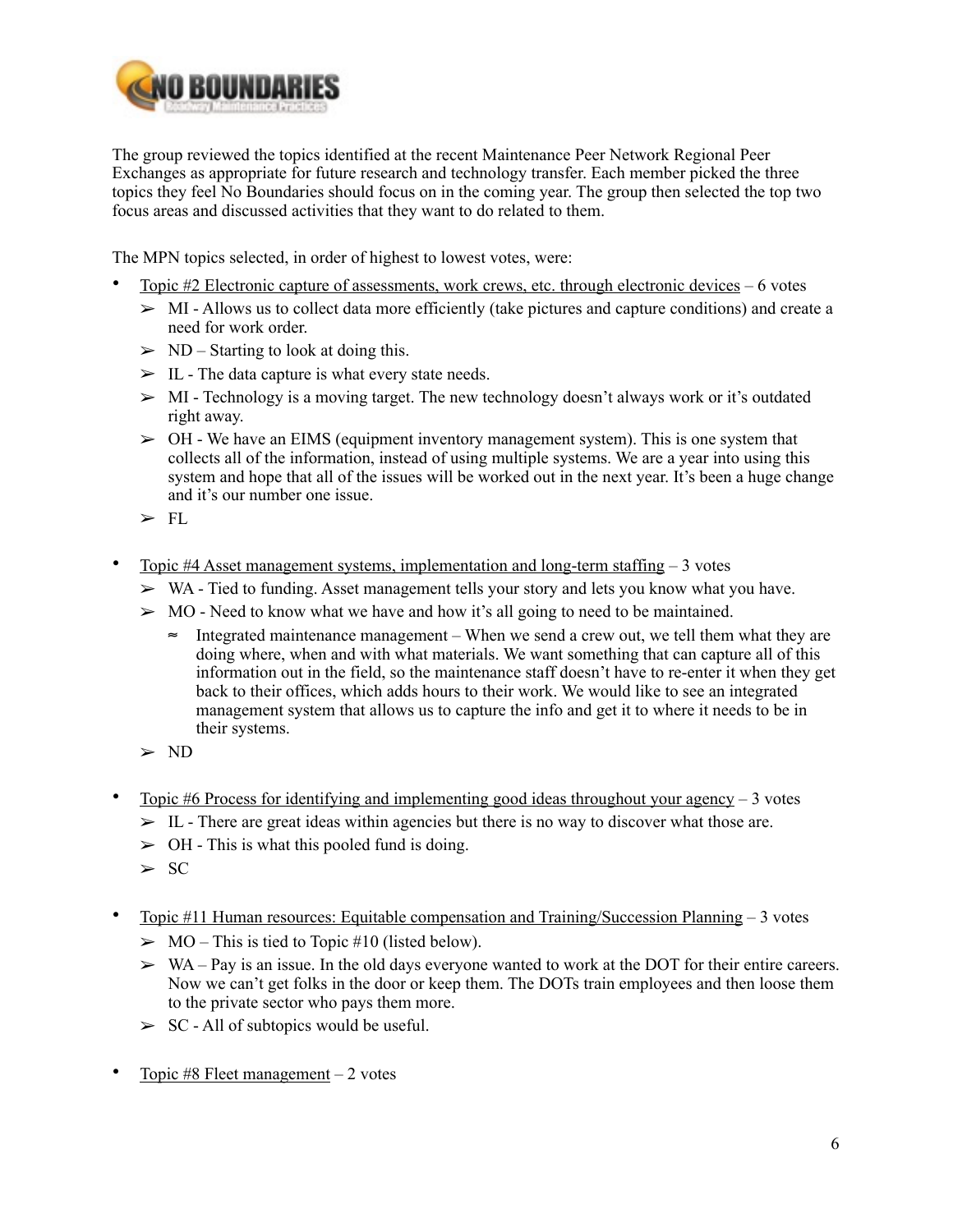The group reviewed the topics identified at the recent Maintenance Peer Network Regional Peer Exchanges as appropriate for future research and technology transfer. Each member picked the three topics they feel No Boundaries should focus on in the coming year. The group then selected the top two focus areas and discussed activities that they want to do related to them.

The MPN topics selected, in order of highest to lowest votes, were:

- Topic #2 Electronic capture of assessments, work crews, etc. through electronic devices – 6 votes
  - MI - Allows us to collect data more efficiently (take pictures and capture conditions) and create a need for work order.
  - ND – Starting to look at doing this.
  - IL - The data capture is what every state needs.
  - MI - Technology is a moving target. The new technology doesn't always work or it's outdated right away.
  - OH - We have an EIMS (equipment inventory management system). This is one system that collects all of the information, instead of using multiple systems. We are a year into using this system and hope that all of the issues will be worked out in the next year. It's been a huge change and it's our number one issue.
  - FL

- Topic #4 Asset management systems, implementation and long-term staffing – 3 votes
  - WA - Tied to funding. Asset management tells your story and lets you know what you have.
  - MO - Need to know what we have and how it's all going to need to be maintained.
    - Integrated maintenance management – When we send a crew out, we tell them what they are doing where, when and with what materials. We want something that can capture all of this information out in the field, so the maintenance staff doesn't have to re-enter it when they get back to their offices, which adds hours to their work. We would like to see an integrated management system that allows us to capture the info and get it to where it needs to be in their systems.
  - ND

- Topic #6 Process for identifying and implementing good ideas throughout your agency – 3 votes
  - IL - There are great ideas within agencies but there is no way to discover what those are.
  - OH - This is what this pooled fund is doing.
  - SC

- Topic #11 Human resources: Equitable compensation and Training/Succession Planning – 3 votes
  - MO – This is tied to Topic #10 (listed below).
  - WA – Pay is an issue. In the old days everyone wanted to work at the DOT for their entire careers. Now we can't get folks in the door or keep them. The DOTs train employees and then loose them to the private sector who pays them more.
  - SC - All of subtopics would be useful.

- Topic #8 Fleet management – 2 votes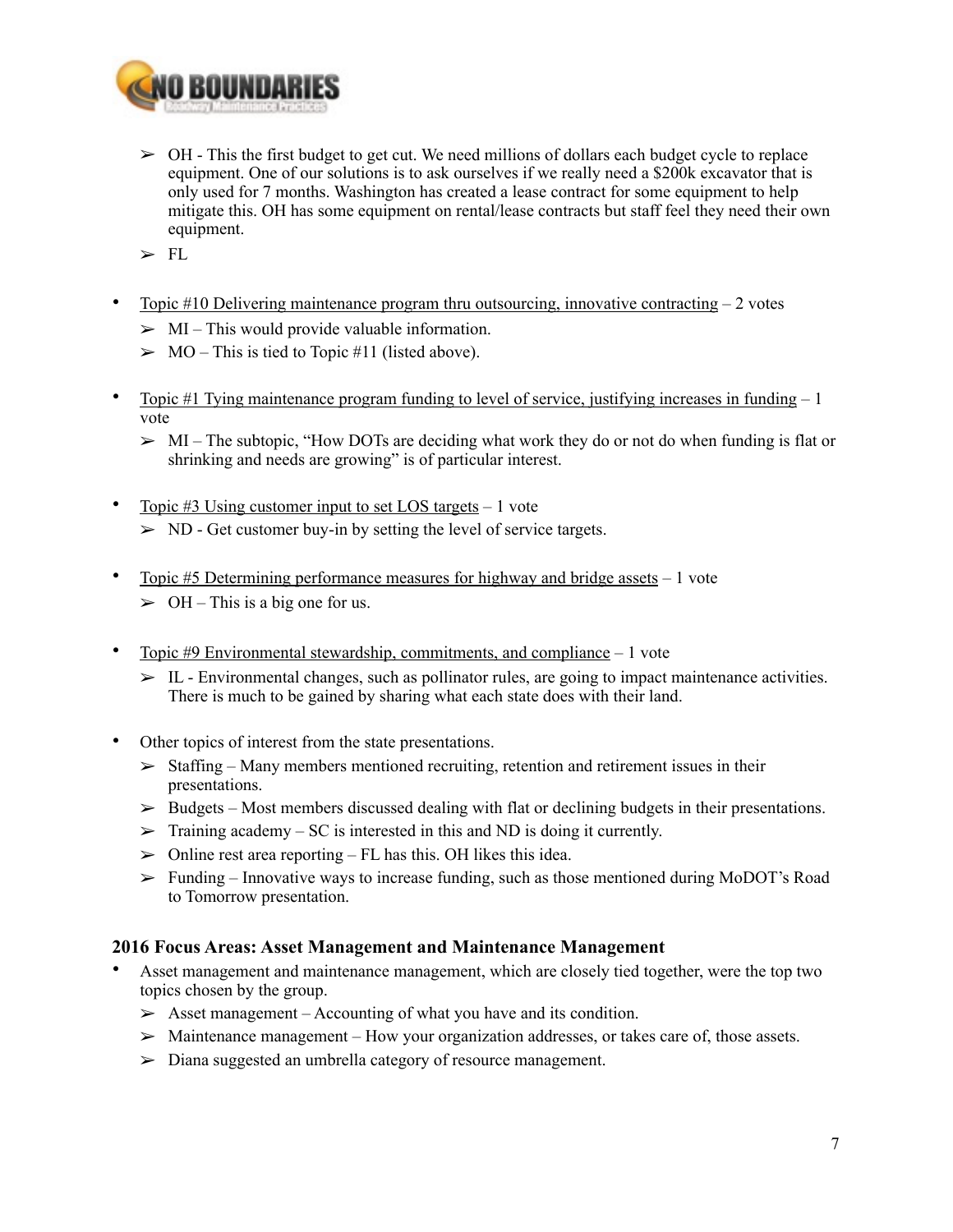- OH - This the first budget to get cut. We need millions of dollars each budget cycle to replace equipment. One of our solutions is to ask ourselves if we really need a $200k excavator that is only used for 7 months. Washington has created a lease contract for some equipment to help mitigate this. OH has some equipment on rental/lease contracts but staff feel they need their own equipment.
- FL

- Topic #10 Delivering maintenance program thru outsourcing, innovative contracting – 2 votes
  - MI – This would provide valuable information.
  - MO – This is tied to Topic #11 (listed above).

- Topic #1 Tying maintenance program funding to level of service, justifying increases in funding – 1 vote
  - MI – The subtopic, "How DOTs are deciding what work they do or not do when funding is flat or shrinking and needs are growing" is of particular interest.

- Topic #3 Using customer input to set LOS targets – 1 vote
  - ND - Get customer buy-in by setting the level of service targets.

- Topic #5 Determining performance measures for highway and bridge assets – 1 vote
  - OH – This is a big one for us.

- Topic #9 Environmental stewardship, commitments, and compliance – 1 vote
  - IL - Environmental changes, such as pollinator rules, are going to impact maintenance activities. There is much to be gained by sharing what each state does with their land.

- Other topics of interest from the state presentations.
  - Staffing – Many members mentioned recruiting, retention and retirement issues in their presentations.
  - Budgets – Most members discussed dealing with flat or declining budgets in their presentations.
  - Training academy – SC is interested in this and ND is doing it currently.
  - Online rest area reporting – FL has this. OH likes this idea.
  - Funding – Innovative ways to increase funding, such as those mentioned during MoDOT's Road to Tomorrow presentation.

### 2016 Focus Areas: Asset Management and Maintenance Management

- Asset management and maintenance management, which are closely tied together, were the top two topics chosen by the group.
  - Asset management – Accounting of what you have and its condition.
  - Maintenance management – How your organization addresses, or takes care of, those assets.
  - Diana suggested an umbrella category of resource management.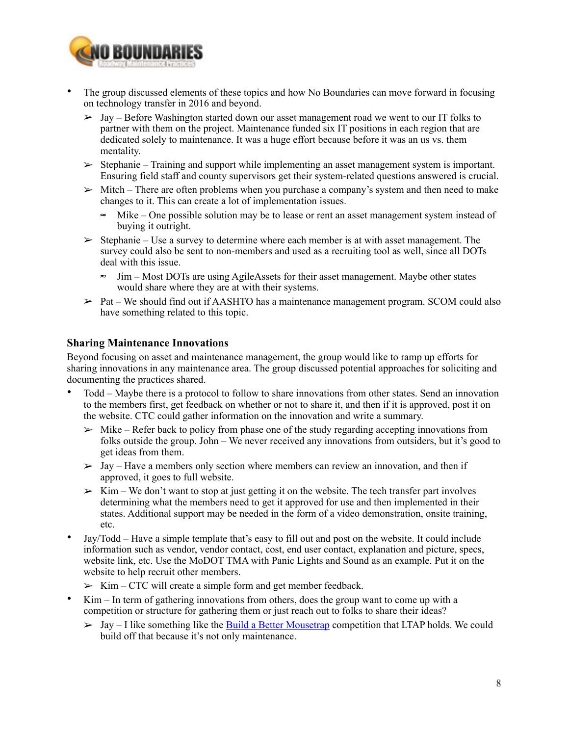- The group discussed elements of these topics and how No Boundaries can move forward in focusing on technology transfer in 2016 and beyond.
  - Jay – Before Washington started down our asset management road we went to our IT folks to partner with them on the project. Maintenance funded six IT positions in each region that are dedicated solely to maintenance. It was a huge effort because before it was an us vs. them mentality.
  - Stephanie – Training and support while implementing an asset management system is important. Ensuring field staff and county supervisors get their system-related questions answered is crucial.
  - Mitch – There are often problems when you purchase a company's system and then need to make changes to it. This can create a lot of implementation issues.
    - Mike – One possible solution may be to lease or rent an asset management system instead of buying it outright.
  - Stephanie – Use a survey to determine where each member is at with asset management. The survey could also be sent to non-members and used as a recruiting tool as well, since all DOTs deal with this issue.
    - Jim – Most DOTs are using AgileAssets for their asset management. Maybe other states would share where they are at with their systems.
  - Pat – We should find out if AASHTO has a maintenance management program. SCOM could also have something related to this topic.

### Sharing Maintenance Innovations

Beyond focusing on asset and maintenance management, the group would like to ramp up efforts for sharing innovations in any maintenance area. The group discussed potential approaches for soliciting and documenting the practices shared.

- Todd – Maybe there is a protocol to follow to share innovations from other states. Send an innovation to the members first, get feedback on whether or not to share it, and then if it is approved, post it on the website. CTC could gather information on the innovation and write a summary.
  - Mike – Refer back to policy from phase one of the study regarding accepting innovations from folks outside the group. John – We never received any innovations from outsiders, but it's good to get ideas from them.
  - Jay – Have a members only section where members can review an innovation, and then if approved, it goes to full website.
  - Kim – We don't want to stop at just getting it on the website. The tech transfer part involves determining what the members need to get it approved for use and then implemented in their states. Additional support may be needed in the form of a video demonstration, onsite training, etc.
- Jay/Todd – Have a simple template that's easy to fill out and post on the website. It could include information such as vendor, vendor contact, cost, end user contact, explanation and picture, specs, website link, etc. Use the MoDOT TMA with Panic Lights and Sound as an example. Put it on the website to help recruit other members.
  - Kim – CTC will create a simple form and get member feedback.
- Kim – In term of gathering innovations from others, does the group want to come up with a competition or structure for gathering them or just reach out to folks to share their ideas?
  - Jay – I like something like the Build a Better Mousetrap competition that LTAP holds. We could build off that because it's not only maintenance.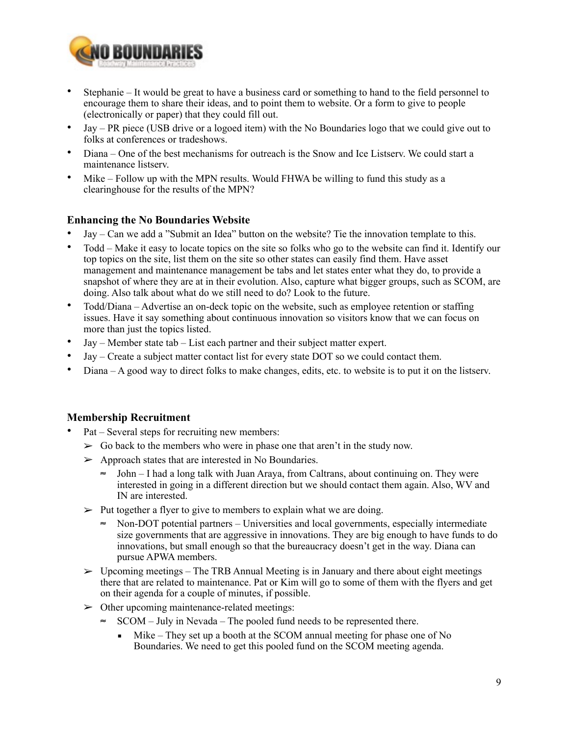- Stephanie – It would be great to have a business card or something to hand to the field personnel to encourage them to share their ideas, and to point them to website. Or a form to give to people (electronically or paper) that they could fill out.
- Jay – PR piece (USB drive or a logoed item) with the No Boundaries logo that we could give out to folks at conferences or tradeshows.
- Diana – One of the best mechanisms for outreach is the Snow and Ice Listserv. We could start a maintenance listserv.
- Mike – Follow up with the MPN results. Would FHWA be willing to fund this study as a clearinghouse for the results of the MPN?

### Enhancing the No Boundaries Website

- Jay – Can we add a "Submit an Idea" button on the website? Tie the innovation template to this.
- Todd – Make it easy to locate topics on the site so folks who go to the website can find it. Identify our top topics on the site, list them on the site so other states can easily find them. Have asset management and maintenance management be tabs and let states enter what they do, to provide a snapshot of where they are at in their evolution. Also, capture what bigger groups, such as SCOM, are doing. Also talk about what do we still need to do? Look to the future.
- Todd/Diana – Advertise an on-deck topic on the website, such as employee retention or staffing issues. Have it say something about continuous innovation so visitors know that we can focus on more than just the topics listed.
- Jay – Member state tab – List each partner and their subject matter expert.
- Jay – Create a subject matter contact list for every state DOT so we could contact them.
- Diana – A good way to direct folks to make changes, edits, etc. to website is to put it on the listserv.

### Membership Recruitment

- Pat – Several steps for recruiting new members:
  - Go back to the members who were in phase one that aren't in the study now.
  - Approach states that are interested in No Boundaries.
    - John – I had a long talk with Juan Araya, from Caltrans, about continuing on. They were interested in going in a different direction but we should contact them again. Also, WV and IN are interested.
  - Put together a flyer to give to members to explain what we are doing.
    - Non-DOT potential partners – Universities and local governments, especially intermediate size governments that are aggressive in innovations. They are big enough to have funds to do innovations, but small enough so that the bureaucracy doesn't get in the way. Diana can pursue APWA members.
  - Upcoming meetings – The TRB Annual Meeting is in January and there about eight meetings there that are related to maintenance. Pat or Kim will go to some of them with the flyers and get on their agenda for a couple of minutes, if possible.
  - Other upcoming maintenance-related meetings:
    - SCOM – July in Nevada – The pooled fund needs to be represented there.
      - Mike – They set up a booth at the SCOM annual meeting for phase one of No Boundaries. We need to get this pooled fund on the SCOM meeting agenda.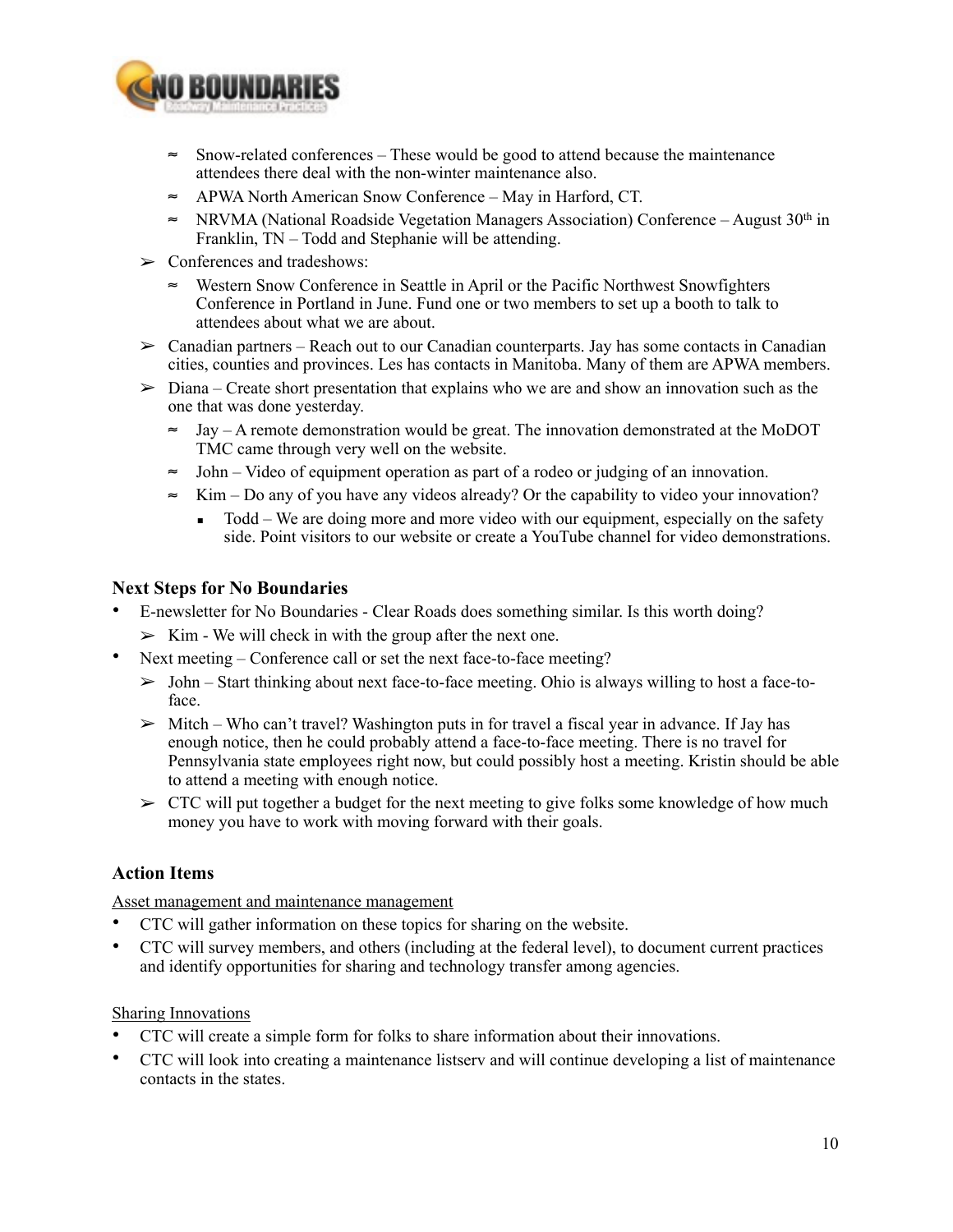- Snow-related conferences – These would be good to attend because the maintenance attendees there deal with the non-winter maintenance also.
- APWA North American Snow Conference – May in Harford, CT.
- NRVMA (National Roadside Vegetation Managers Association) Conference – August 30th in Franklin, TN – Todd and Stephanie will be attending.

- Conferences and tradeshows:
  - Western Snow Conference in Seattle in April or the Pacific Northwest Snowfighters Conference in Portland in June. Fund one or two members to set up a booth to talk to attendees about what we are about.
- Canadian partners – Reach out to our Canadian counterparts. Jay has some contacts in Canadian cities, counties and provinces. Les has contacts in Manitoba. Many of them are APWA members.
- Diana – Create short presentation that explains who we are and show an innovation such as the one that was done yesterday.
  - Jay – A remote demonstration would be great. The innovation demonstrated at the MoDOT TMC came through very well on the website.
  - John – Video of equipment operation as part of a rodeo or judging of an innovation.
  - Kim – Do any of you have any videos already? Or the capability to video your innovation?
    - Todd – We are doing more and more video with our equipment, especially on the safety side. Point visitors to our website or create a YouTube channel for video demonstrations.

### Next Steps for No Boundaries

- E-newsletter for No Boundaries - Clear Roads does something similar. Is this worth doing?
  - Kim - We will check in with the group after the next one.
- Next meeting – Conference call or set the next face-to-face meeting?
  - John – Start thinking about next face-to-face meeting. Ohio is always willing to host a face-to-face.
  - Mitch – Who can't travel? Washington puts in for travel a fiscal year in advance. If Jay has enough notice, then he could probably attend a face-to-face meeting. There is no travel for Pennsylvania state employees right now, but could possibly host a meeting. Kristin should be able to attend a meeting with enough notice.
  - CTC will put together a budget for the next meeting to give folks some knowledge of how much money you have to work with moving forward with their goals.

### Action Items

Asset management and maintenance management

- CTC will gather information on these topics for sharing on the website.
- CTC will survey members, and others (including at the federal level), to document current practices and identify opportunities for sharing and technology transfer among agencies.

Sharing Innovations

- CTC will create a simple form for folks to share information about their innovations.
- CTC will look into creating a maintenance listserv and will continue developing a list of maintenance contacts in the states.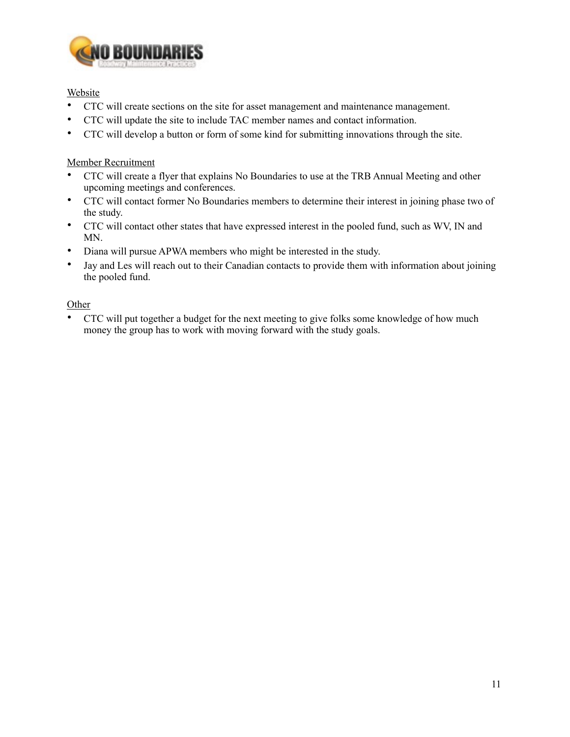Website

- CTC will create sections on the site for asset management and maintenance management.
- CTC will update the site to include TAC member names and contact information.
- CTC will develop a button or form of some kind for submitting innovations through the site.

Member Recruitment

- CTC will create a flyer that explains No Boundaries to use at the TRB Annual Meeting and other upcoming meetings and conferences.
- CTC will contact former No Boundaries members to determine their interest in joining phase two of the study.
- CTC will contact other states that have expressed interest in the pooled fund, such as WV, IN and MN.
- Diana will pursue APWA members who might be interested in the study.
- Jay and Les will reach out to their Canadian contacts to provide them with information about joining the pooled fund.

Other

- CTC will put together a budget for the next meeting to give folks some knowledge of how much money the group has to work with moving forward with the study goals.